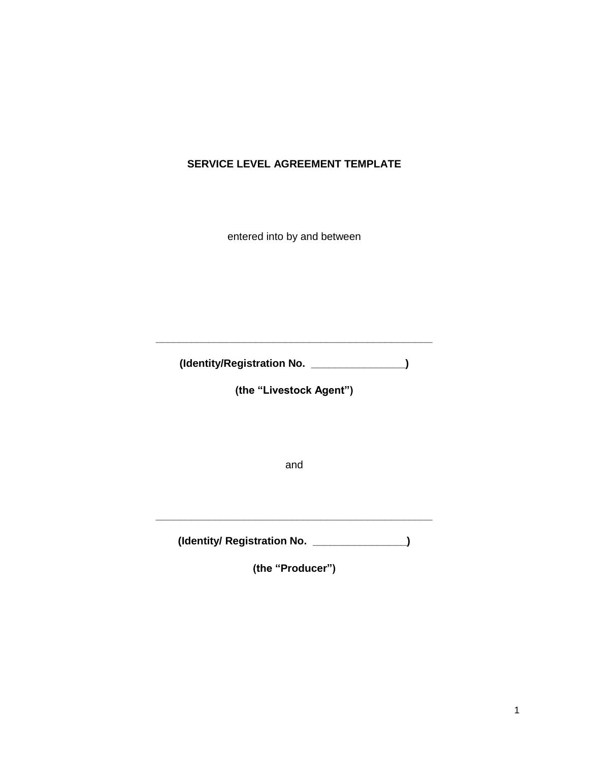**SERVICE LEVEL AGREEMENT TEMPLATE**

entered into by and between

_______________________________________________

**(Identity/Registration No. _______________)**

**(the "Livestock Agent")**

and

_______________________________________________

**(Identity/ Registration No. _______________)**

**(the "Producer")**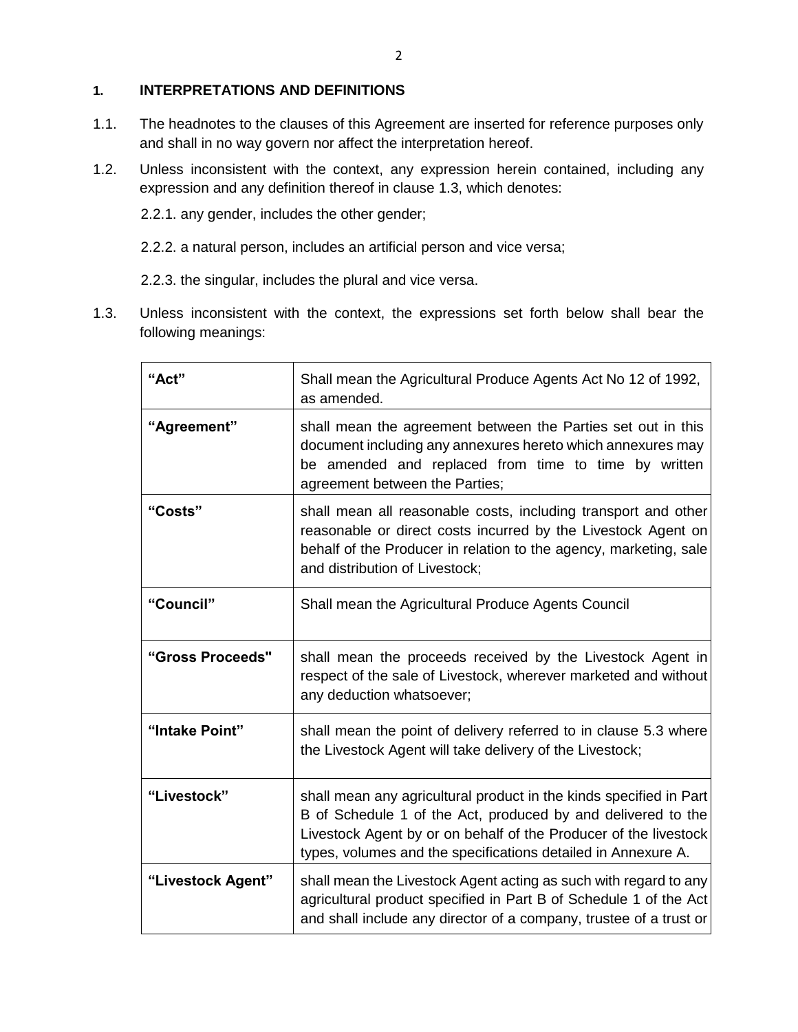## 1. INTERPRETATIONS AND DEFINITIONS

1.1. The headnotes to the clauses of this Agreement are inserted for reference purposes only and shall in no way govern nor affect the interpretation hereof.

1.2. Unless inconsistent with the context, any expression herein contained, including any expression and any definition thereof in clause 1.3, which denotes:

2.2.1. any gender, includes the other gender;

2.2.2. a natural person, includes an artificial person and vice versa;

2.2.3. the singular, includes the plural and vice versa.

1.3. Unless inconsistent with the context, the expressions set forth below shall bear the following meanings:

| Term | Meaning |
|---|---|
| **"Act"** | Shall mean the Agricultural Produce Agents Act No 12 of 1992, as amended. |
| **"Agreement"** | shall mean the agreement between the Parties set out in this document including any annexures hereto which annexures may be amended and replaced from time to time by written agreement between the Parties; |
| **"Costs"** | shall mean all reasonable costs, including transport and other reasonable or direct costs incurred by the Livestock Agent on behalf of the Producer in relation to the agency, marketing, sale and distribution of Livestock; |
| **"Council"** | Shall mean the Agricultural Produce Agents Council |
| **"Gross Proceeds"** | shall mean the proceeds received by the Livestock Agent in respect of the sale of Livestock, wherever marketed and without any deduction whatsoever; |
| **"Intake Point"** | shall mean the point of delivery referred to in clause 5.3 where the Livestock Agent will take delivery of the Livestock; |
| **"Livestock"** | shall mean any agricultural product in the kinds specified in Part B of Schedule 1 of the Act, produced by and delivered to the Livestock Agent by or on behalf of the Producer of the livestock types, volumes and the specifications detailed in Annexure A. |
| **"Livestock Agent"** | shall mean the Livestock Agent acting as such with regard to any agricultural product specified in Part B of Schedule 1 of the Act and shall include any director of a company, trustee of a trust or |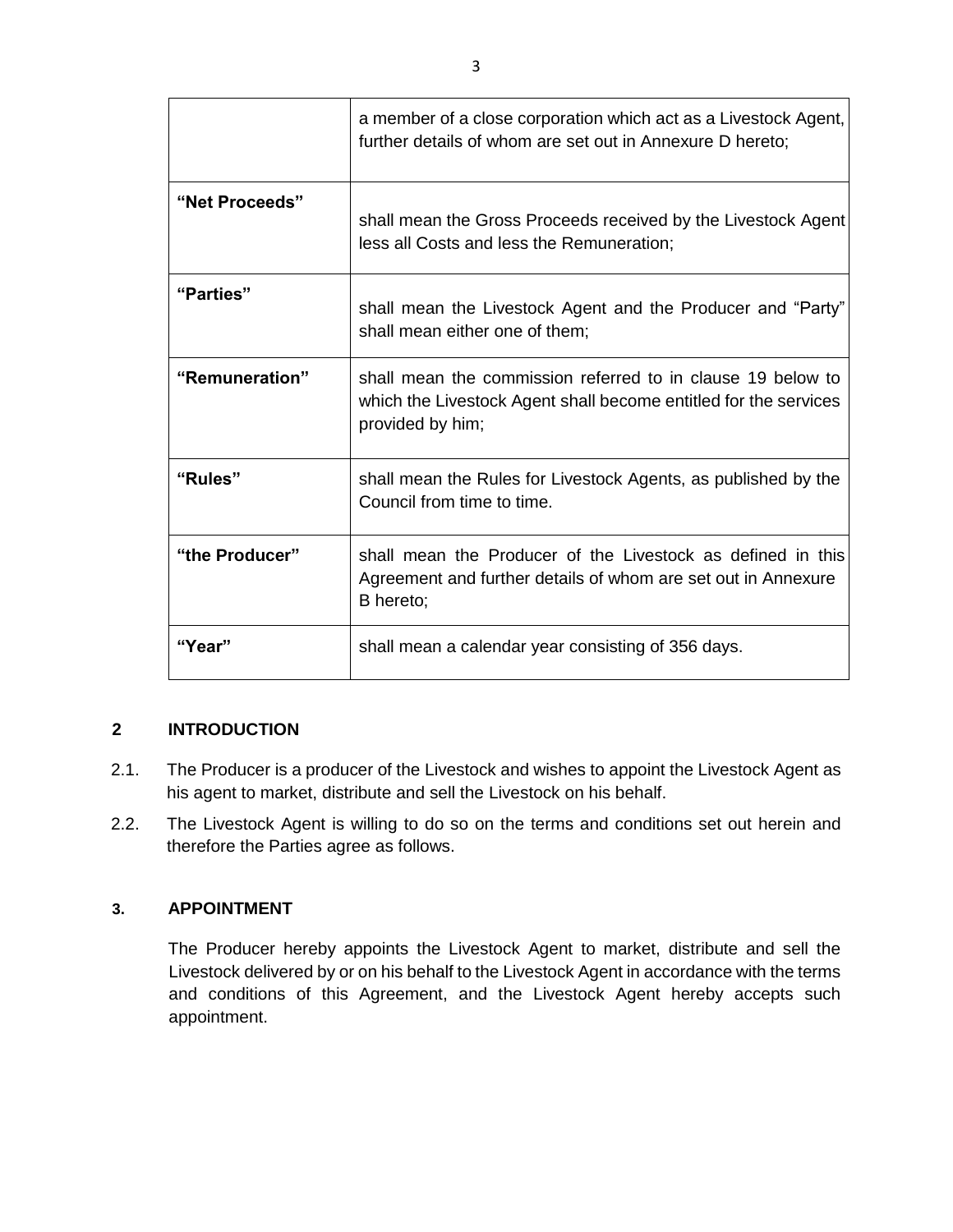| | |
|---|---|
| | a member of a close corporation which act as a Livestock Agent, further details of whom are set out in Annexure D hereto; |
| **"Net Proceeds"** | shall mean the Gross Proceeds received by the Livestock Agent less all Costs and less the Remuneration; |
| **"Parties"** | shall mean the Livestock Agent and the Producer and "Party" shall mean either one of them; |
| **"Remuneration"** | shall mean the commission referred to in clause 19 below to which the Livestock Agent shall become entitled for the services provided by him; |
| **"Rules"** | shall mean the Rules for Livestock Agents, as published by the Council from time to time. |
| **"the Producer"** | shall mean the Producer of the Livestock as defined in this Agreement and further details of whom are set out in Annexure B hereto; |
| **"Year"** | shall mean a calendar year consisting of 356 days. |

## 2 INTRODUCTION

2.1. The Producer is a producer of the Livestock and wishes to appoint the Livestock Agent as his agent to market, distribute and sell the Livestock on his behalf.

2.2. The Livestock Agent is willing to do so on the terms and conditions set out herein and therefore the Parties agree as follows.

## 3. APPOINTMENT

The Producer hereby appoints the Livestock Agent to market, distribute and sell the Livestock delivered by or on his behalf to the Livestock Agent in accordance with the terms and conditions of this Agreement, and the Livestock Agent hereby accepts such appointment.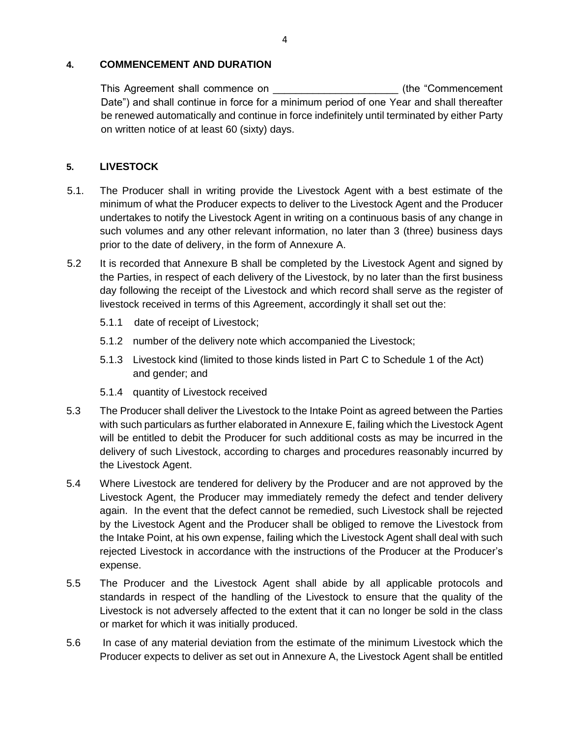## 4. COMMENCEMENT AND DURATION

This Agreement shall commence on ______________________ (the "Commencement Date") and shall continue in force for a minimum period of one Year and shall thereafter be renewed automatically and continue in force indefinitely until terminated by either Party on written notice of at least 60 (sixty) days.

## 5. LIVESTOCK

5.1. The Producer shall in writing provide the Livestock Agent with a best estimate of the minimum of what the Producer expects to deliver to the Livestock Agent and the Producer undertakes to notify the Livestock Agent in writing on a continuous basis of any change in such volumes and any other relevant information, no later than 3 (three) business days prior to the date of delivery, in the form of Annexure A.

5.2 It is recorded that Annexure B shall be completed by the Livestock Agent and signed by the Parties, in respect of each delivery of the Livestock, by no later than the first business day following the receipt of the Livestock and which record shall serve as the register of livestock received in terms of this Agreement, accordingly it shall set out the:

- 5.1.1 date of receipt of Livestock;
- 5.1.2 number of the delivery note which accompanied the Livestock;
- 5.1.3 Livestock kind (limited to those kinds listed in Part C to Schedule 1 of the Act) and gender; and
- 5.1.4 quantity of Livestock received

5.3 The Producer shall deliver the Livestock to the Intake Point as agreed between the Parties with such particulars as further elaborated in Annexure E, failing which the Livestock Agent will be entitled to debit the Producer for such additional costs as may be incurred in the delivery of such Livestock, according to charges and procedures reasonably incurred by the Livestock Agent.

5.4 Where Livestock are tendered for delivery by the Producer and are not approved by the Livestock Agent, the Producer may immediately remedy the defect and tender delivery again. In the event that the defect cannot be remedied, such Livestock shall be rejected by the Livestock Agent and the Producer shall be obliged to remove the Livestock from the Intake Point, at his own expense, failing which the Livestock Agent shall deal with such rejected Livestock in accordance with the instructions of the Producer at the Producer's expense.

5.5 The Producer and the Livestock Agent shall abide by all applicable protocols and standards in respect of the handling of the Livestock to ensure that the quality of the Livestock is not adversely affected to the extent that it can no longer be sold in the class or market for which it was initially produced.

5.6 In case of any material deviation from the estimate of the minimum Livestock which the Producer expects to deliver as set out in Annexure A, the Livestock Agent shall be entitled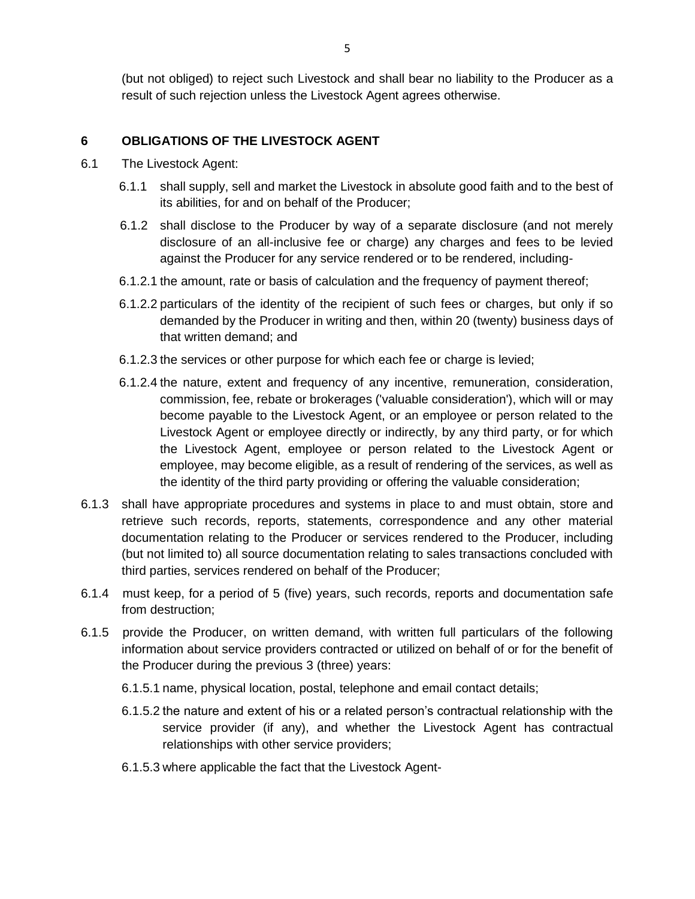(but not obliged) to reject such Livestock and shall bear no liability to the Producer as a result of such rejection unless the Livestock Agent agrees otherwise.

## 6 OBLIGATIONS OF THE LIVESTOCK AGENT

6.1 The Livestock Agent:

6.1.1 shall supply, sell and market the Livestock in absolute good faith and to the best of its abilities, for and on behalf of the Producer;

6.1.2 shall disclose to the Producer by way of a separate disclosure (and not merely disclosure of an all-inclusive fee or charge) any charges and fees to be levied against the Producer for any service rendered or to be rendered, including-

6.1.2.1 the amount, rate or basis of calculation and the frequency of payment thereof;

6.1.2.2 particulars of the identity of the recipient of such fees or charges, but only if so demanded by the Producer in writing and then, within 20 (twenty) business days of that written demand; and

6.1.2.3 the services or other purpose for which each fee or charge is levied;

6.1.2.4 the nature, extent and frequency of any incentive, remuneration, consideration, commission, fee, rebate or brokerages ('valuable consideration'), which will or may become payable to the Livestock Agent, or an employee or person related to the Livestock Agent or employee directly or indirectly, by any third party, or for which the Livestock Agent, employee or person related to the Livestock Agent or employee, may become eligible, as a result of rendering of the services, as well as the identity of the third party providing or offering the valuable consideration;

6.1.3 shall have appropriate procedures and systems in place to and must obtain, store and retrieve such records, reports, statements, correspondence and any other material documentation relating to the Producer or services rendered to the Producer, including (but not limited to) all source documentation relating to sales transactions concluded with third parties, services rendered on behalf of the Producer;

6.1.4 must keep, for a period of 5 (five) years, such records, reports and documentation safe from destruction;

6.1.5 provide the Producer, on written demand, with written full particulars of the following information about service providers contracted or utilized on behalf of or for the benefit of the Producer during the previous 3 (three) years:

6.1.5.1 name, physical location, postal, telephone and email contact details;

6.1.5.2 the nature and extent of his or a related person's contractual relationship with the service provider (if any), and whether the Livestock Agent has contractual relationships with other service providers;

6.1.5.3 where applicable the fact that the Livestock Agent-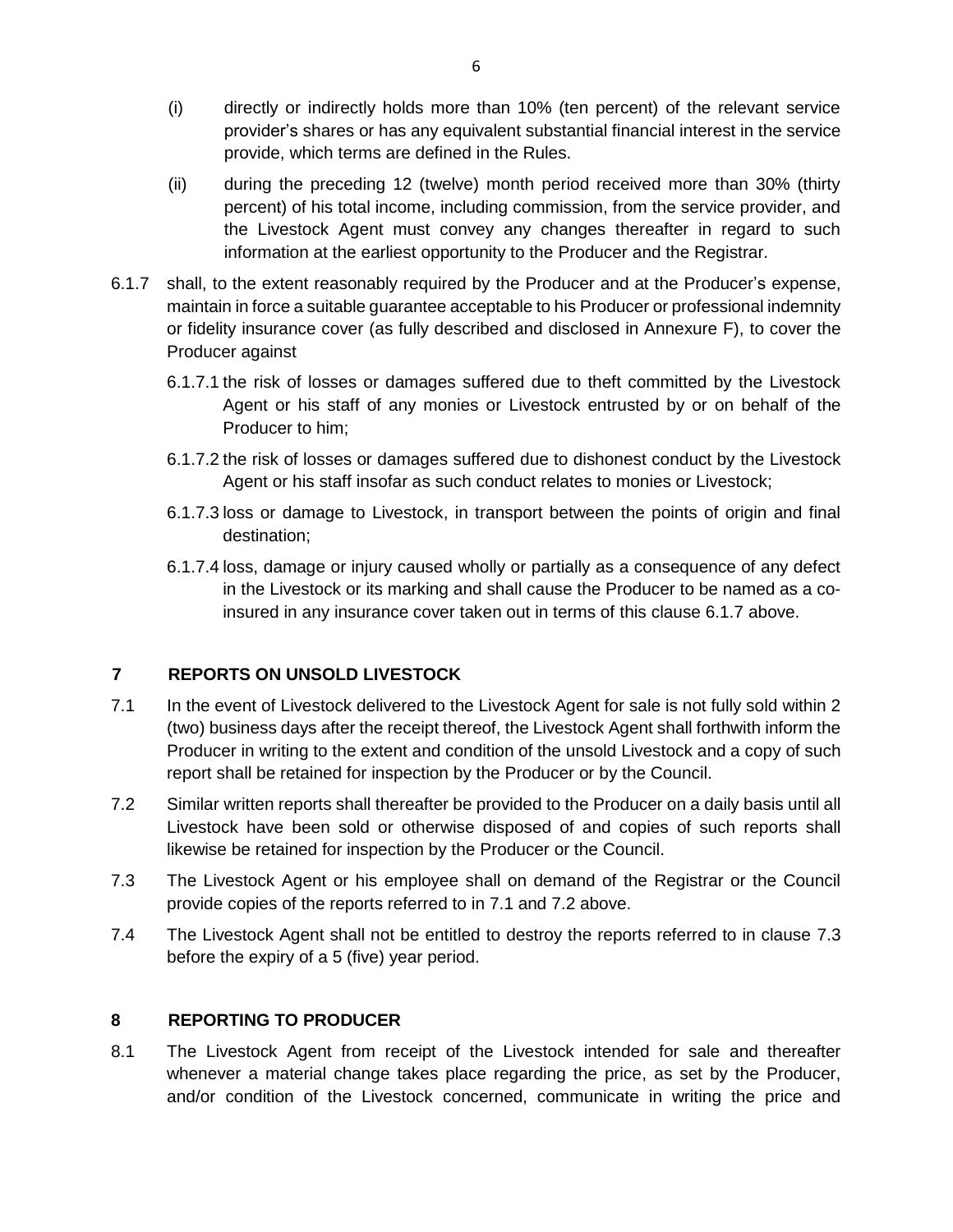(i) directly or indirectly holds more than 10% (ten percent) of the relevant service provider's shares or has any equivalent substantial financial interest in the service provide, which terms are defined in the Rules.

(ii) during the preceding 12 (twelve) month period received more than 30% (thirty percent) of his total income, including commission, from the service provider, and the Livestock Agent must convey any changes thereafter in regard to such information at the earliest opportunity to the Producer and the Registrar.

6.1.7 shall, to the extent reasonably required by the Producer and at the Producer's expense, maintain in force a suitable guarantee acceptable to his Producer or professional indemnity or fidelity insurance cover (as fully described and disclosed in Annexure F), to cover the Producer against

6.1.7.1 the risk of losses or damages suffered due to theft committed by the Livestock Agent or his staff of any monies or Livestock entrusted by or on behalf of the Producer to him;

6.1.7.2 the risk of losses or damages suffered due to dishonest conduct by the Livestock Agent or his staff insofar as such conduct relates to monies or Livestock;

6.1.7.3 loss or damage to Livestock, in transport between the points of origin and final destination;

6.1.7.4 loss, damage or injury caused wholly or partially as a consequence of any defect in the Livestock or its marking and shall cause the Producer to be named as a co-insured in any insurance cover taken out in terms of this clause 6.1.7 above.

## 7 REPORTS ON UNSOLD LIVESTOCK

7.1 In the event of Livestock delivered to the Livestock Agent for sale is not fully sold within 2 (two) business days after the receipt thereof, the Livestock Agent shall forthwith inform the Producer in writing to the extent and condition of the unsold Livestock and a copy of such report shall be retained for inspection by the Producer or by the Council.

7.2 Similar written reports shall thereafter be provided to the Producer on a daily basis until all Livestock have been sold or otherwise disposed of and copies of such reports shall likewise be retained for inspection by the Producer or the Council.

7.3 The Livestock Agent or his employee shall on demand of the Registrar or the Council provide copies of the reports referred to in 7.1 and 7.2 above.

7.4 The Livestock Agent shall not be entitled to destroy the reports referred to in clause 7.3 before the expiry of a 5 (five) year period.

## 8 REPORTING TO PRODUCER

8.1 The Livestock Agent from receipt of the Livestock intended for sale and thereafter whenever a material change takes place regarding the price, as set by the Producer, and/or condition of the Livestock concerned, communicate in writing the price and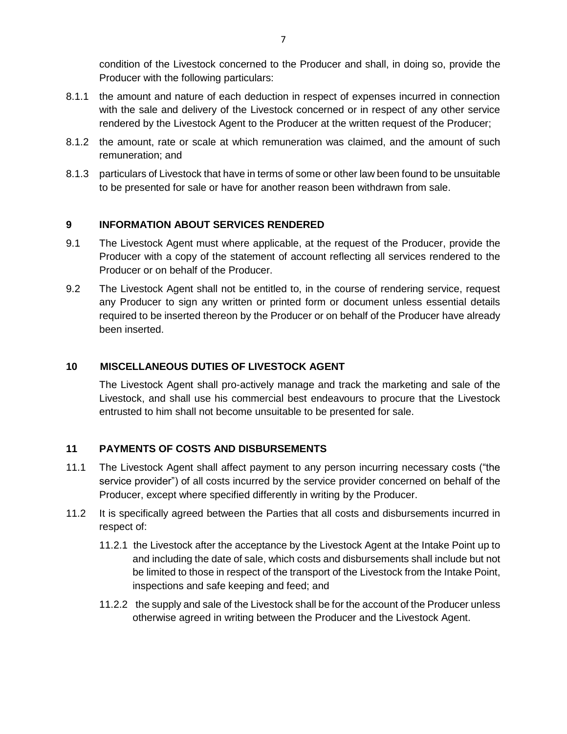condition of the Livestock concerned to the Producer and shall, in doing so, provide the Producer with the following particulars:

8.1.1 the amount and nature of each deduction in respect of expenses incurred in connection with the sale and delivery of the Livestock concerned or in respect of any other service rendered by the Livestock Agent to the Producer at the written request of the Producer;

8.1.2 the amount, rate or scale at which remuneration was claimed, and the amount of such remuneration; and

8.1.3 particulars of Livestock that have in terms of some or other law been found to be unsuitable to be presented for sale or have for another reason been withdrawn from sale.

## 9 INFORMATION ABOUT SERVICES RENDERED

9.1 The Livestock Agent must where applicable, at the request of the Producer, provide the Producer with a copy of the statement of account reflecting all services rendered to the Producer or on behalf of the Producer.

9.2 The Livestock Agent shall not be entitled to, in the course of rendering service, request any Producer to sign any written or printed form or document unless essential details required to be inserted thereon by the Producer or on behalf of the Producer have already been inserted.

## 10 MISCELLANEOUS DUTIES OF LIVESTOCK AGENT

The Livestock Agent shall pro-actively manage and track the marketing and sale of the Livestock, and shall use his commercial best endeavours to procure that the Livestock entrusted to him shall not become unsuitable to be presented for sale.

## 11 PAYMENTS OF COSTS AND DISBURSEMENTS

11.1 The Livestock Agent shall affect payment to any person incurring necessary costs ("the service provider") of all costs incurred by the service provider concerned on behalf of the Producer, except where specified differently in writing by the Producer.

11.2 It is specifically agreed between the Parties that all costs and disbursements incurred in respect of:

11.2.1 the Livestock after the acceptance by the Livestock Agent at the Intake Point up to and including the date of sale, which costs and disbursements shall include but not be limited to those in respect of the transport of the Livestock from the Intake Point, inspections and safe keeping and feed; and

11.2.2 the supply and sale of the Livestock shall be for the account of the Producer unless otherwise agreed in writing between the Producer and the Livestock Agent.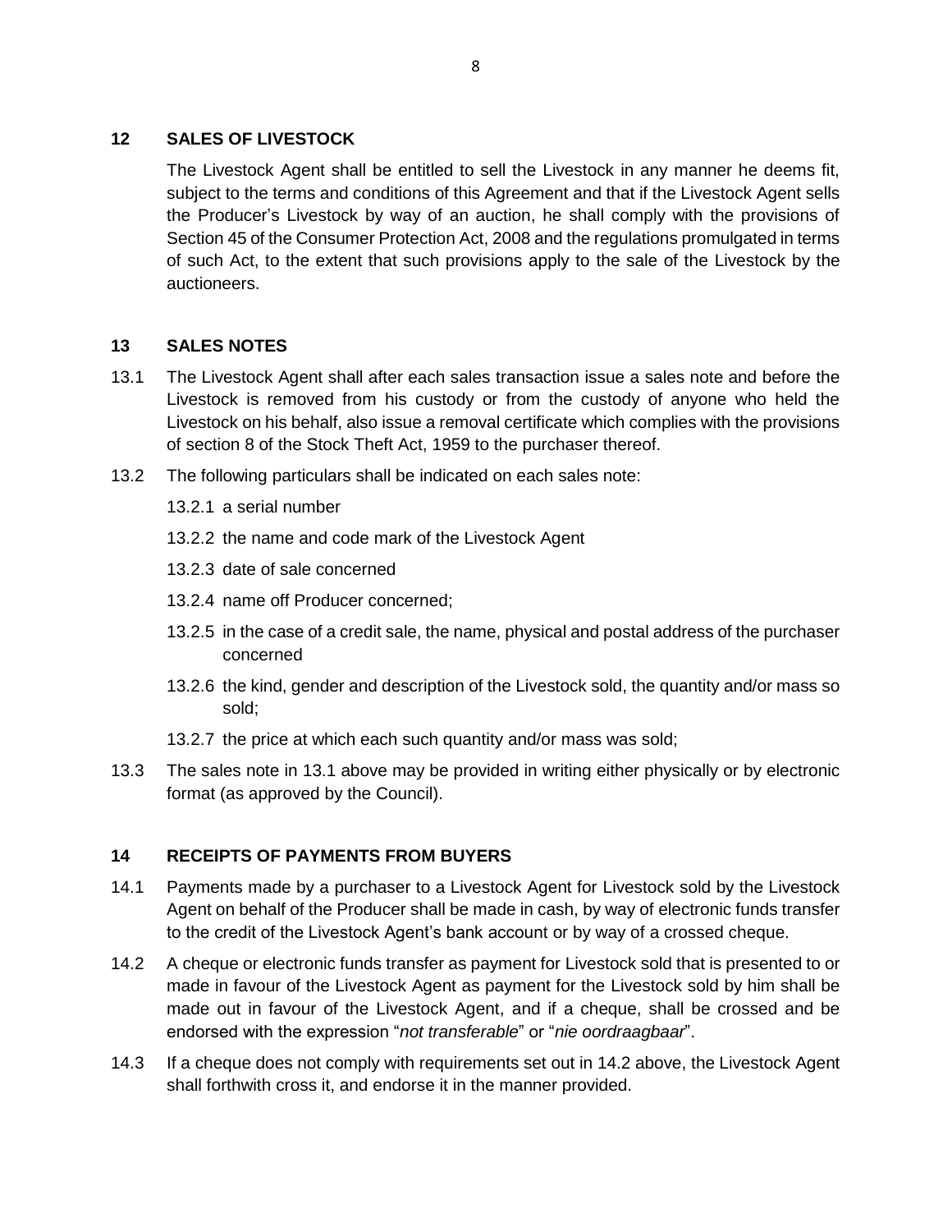## 12 SALES OF LIVESTOCK

The Livestock Agent shall be entitled to sell the Livestock in any manner he deems fit, subject to the terms and conditions of this Agreement and that if the Livestock Agent sells the Producer's Livestock by way of an auction, he shall comply with the provisions of Section 45 of the Consumer Protection Act, 2008 and the regulations promulgated in terms of such Act, to the extent that such provisions apply to the sale of the Livestock by the auctioneers.

## 13 SALES NOTES

13.1 The Livestock Agent shall after each sales transaction issue a sales note and before the Livestock is removed from his custody or from the custody of anyone who held the Livestock on his behalf, also issue a removal certificate which complies with the provisions of section 8 of the Stock Theft Act, 1959 to the purchaser thereof.

13.2 The following particulars shall be indicated on each sales note:

- 13.2.1 a serial number
- 13.2.2 the name and code mark of the Livestock Agent
- 13.2.3 date of sale concerned
- 13.2.4 name off Producer concerned;
- 13.2.5 in the case of a credit sale, the name, physical and postal address of the purchaser concerned
- 13.2.6 the kind, gender and description of the Livestock sold, the quantity and/or mass so sold;
- 13.2.7 the price at which each such quantity and/or mass was sold;

13.3 The sales note in 13.1 above may be provided in writing either physically or by electronic format (as approved by the Council).

## 14 RECEIPTS OF PAYMENTS FROM BUYERS

14.1 Payments made by a purchaser to a Livestock Agent for Livestock sold by the Livestock Agent on behalf of the Producer shall be made in cash, by way of electronic funds transfer to the credit of the Livestock Agent's bank account or by way of a crossed cheque.

14.2 A cheque or electronic funds transfer as payment for Livestock sold that is presented to or made in favour of the Livestock Agent as payment for the Livestock sold by him shall be made out in favour of the Livestock Agent, and if a cheque, shall be crossed and be endorsed with the expression "*not transferable*" or "*nie oordraagbaar*".

14.3 If a cheque does not comply with requirements set out in 14.2 above, the Livestock Agent shall forthwith cross it, and endorse it in the manner provided.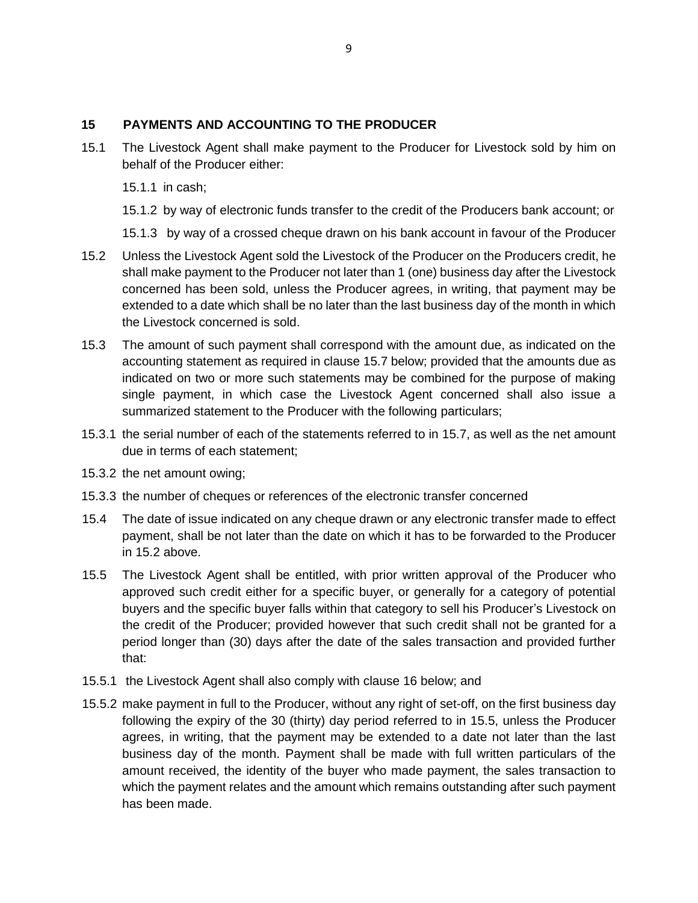## 15 PAYMENTS AND ACCOUNTING TO THE PRODUCER

15.1 The Livestock Agent shall make payment to the Producer for Livestock sold by him on behalf of the Producer either:

15.1.1 in cash;

15.1.2 by way of electronic funds transfer to the credit of the Producers bank account; or

15.1.3 by way of a crossed cheque drawn on his bank account in favour of the Producer

15.2 Unless the Livestock Agent sold the Livestock of the Producer on the Producers credit, he shall make payment to the Producer not later than 1 (one) business day after the Livestock concerned has been sold, unless the Producer agrees, in writing, that payment may be extended to a date which shall be no later than the last business day of the month in which the Livestock concerned is sold.

15.3 The amount of such payment shall correspond with the amount due, as indicated on the accounting statement as required in clause 15.7 below; provided that the amounts due as indicated on two or more such statements may be combined for the purpose of making single payment, in which case the Livestock Agent concerned shall also issue a summarized statement to the Producer with the following particulars;

15.3.1 the serial number of each of the statements referred to in 15.7, as well as the net amount due in terms of each statement;

15.3.2 the net amount owing;

15.3.3 the number of cheques or references of the electronic transfer concerned

15.4 The date of issue indicated on any cheque drawn or any electronic transfer made to effect payment, shall be not later than the date on which it has to be forwarded to the Producer in 15.2 above.

15.5 The Livestock Agent shall be entitled, with prior written approval of the Producer who approved such credit either for a specific buyer, or generally for a category of potential buyers and the specific buyer falls within that category to sell his Producer's Livestock on the credit of the Producer; provided however that such credit shall not be granted for a period longer than (30) days after the date of the sales transaction and provided further that:

15.5.1 the Livestock Agent shall also comply with clause 16 below; and

15.5.2 make payment in full to the Producer, without any right of set-off, on the first business day following the expiry of the 30 (thirty) day period referred to in 15.5, unless the Producer agrees, in writing, that the payment may be extended to a date not later than the last business day of the month. Payment shall be made with full written particulars of the amount received, the identity of the buyer who made payment, the sales transaction to which the payment relates and the amount which remains outstanding after such payment has been made.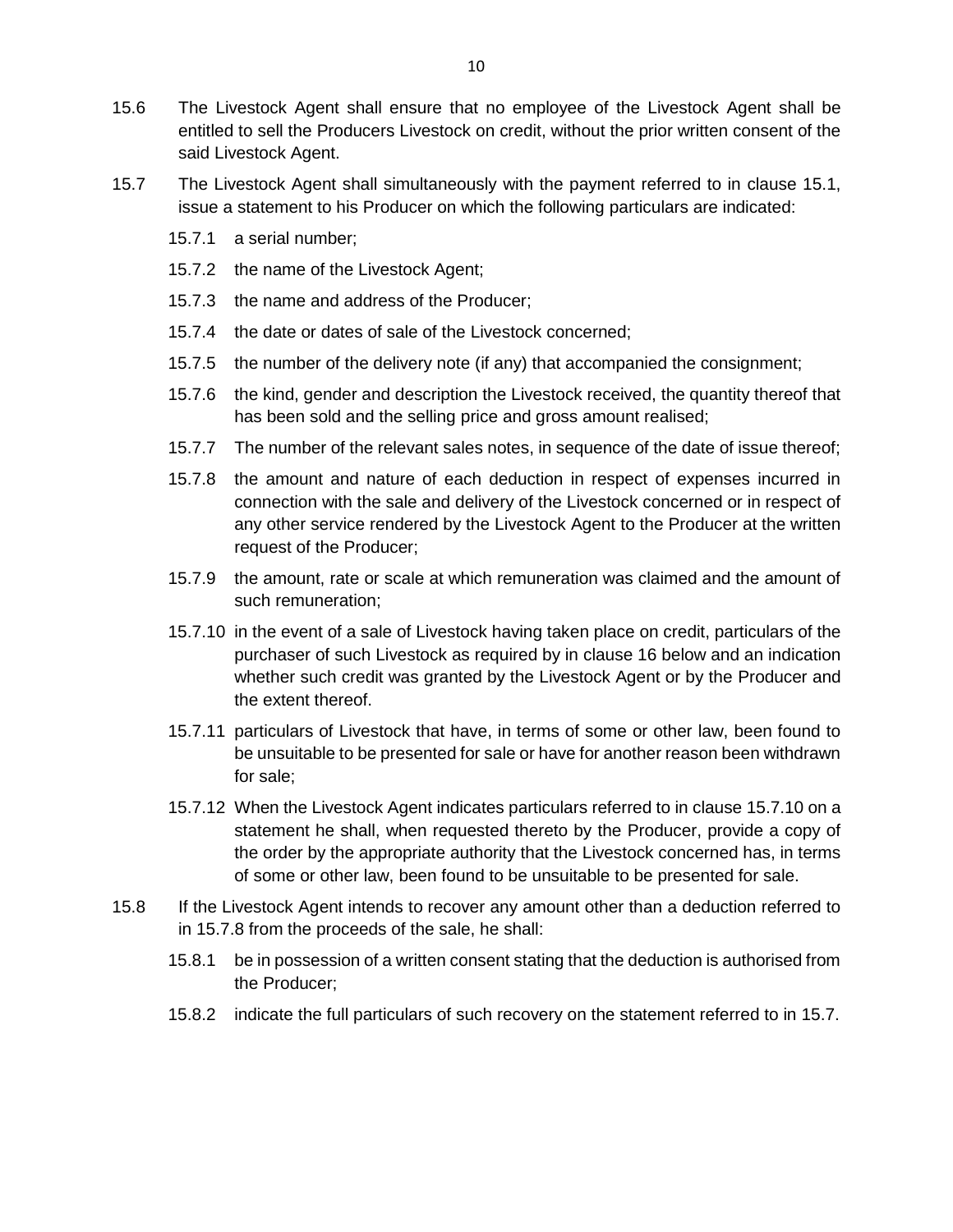15.6 The Livestock Agent shall ensure that no employee of the Livestock Agent shall be entitled to sell the Producers Livestock on credit, without the prior written consent of the said Livestock Agent.

15.7 The Livestock Agent shall simultaneously with the payment referred to in clause 15.1, issue a statement to his Producer on which the following particulars are indicated:

15.7.1 a serial number;

15.7.2 the name of the Livestock Agent;

15.7.3 the name and address of the Producer;

15.7.4 the date or dates of sale of the Livestock concerned;

15.7.5 the number of the delivery note (if any) that accompanied the consignment;

15.7.6 the kind, gender and description the Livestock received, the quantity thereof that has been sold and the selling price and gross amount realised;

15.7.7 The number of the relevant sales notes, in sequence of the date of issue thereof;

15.7.8 the amount and nature of each deduction in respect of expenses incurred in connection with the sale and delivery of the Livestock concerned or in respect of any other service rendered by the Livestock Agent to the Producer at the written request of the Producer;

15.7.9 the amount, rate or scale at which remuneration was claimed and the amount of such remuneration;

15.7.10 in the event of a sale of Livestock having taken place on credit, particulars of the purchaser of such Livestock as required by in clause 16 below and an indication whether such credit was granted by the Livestock Agent or by the Producer and the extent thereof.

15.7.11 particulars of Livestock that have, in terms of some or other law, been found to be unsuitable to be presented for sale or have for another reason been withdrawn for sale;

15.7.12 When the Livestock Agent indicates particulars referred to in clause 15.7.10 on a statement he shall, when requested thereto by the Producer, provide a copy of the order by the appropriate authority that the Livestock concerned has, in terms of some or other law, been found to be unsuitable to be presented for sale.

15.8 If the Livestock Agent intends to recover any amount other than a deduction referred to in 15.7.8 from the proceeds of the sale, he shall:

15.8.1 be in possession of a written consent stating that the deduction is authorised from the Producer;

15.8.2 indicate the full particulars of such recovery on the statement referred to in 15.7.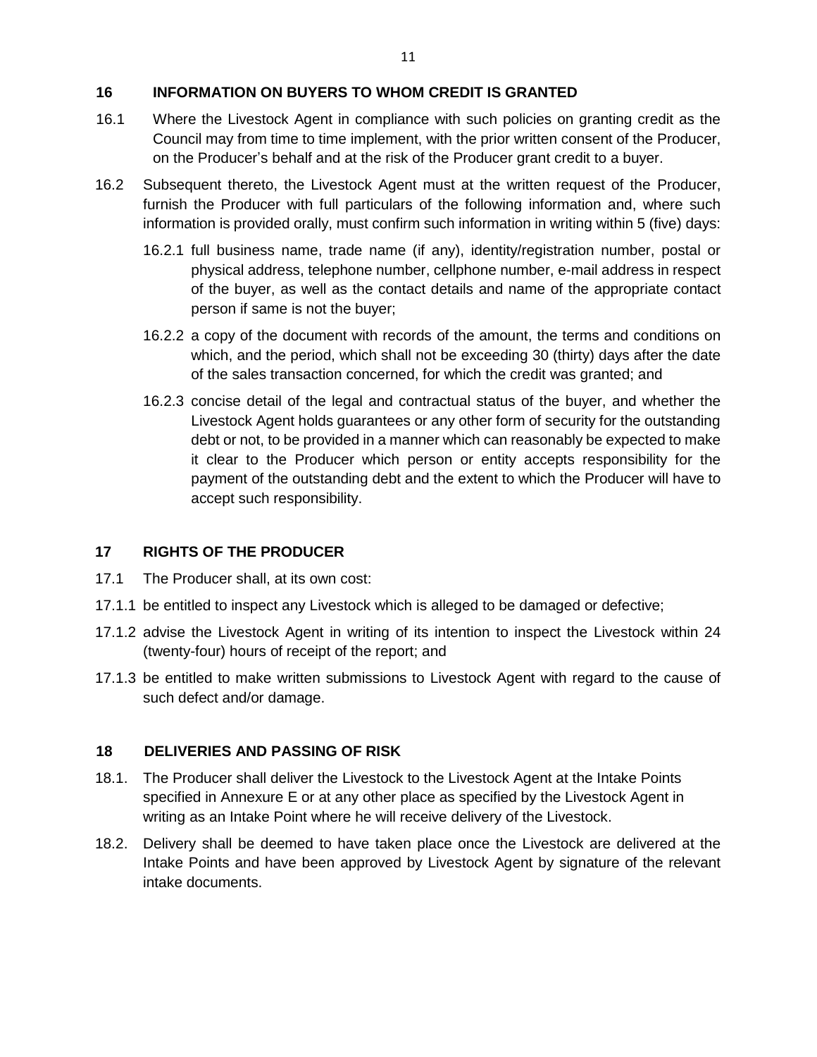## 16 INFORMATION ON BUYERS TO WHOM CREDIT IS GRANTED

16.1 Where the Livestock Agent in compliance with such policies on granting credit as the Council may from time to time implement, with the prior written consent of the Producer, on the Producer's behalf and at the risk of the Producer grant credit to a buyer.

16.2 Subsequent thereto, the Livestock Agent must at the written request of the Producer, furnish the Producer with full particulars of the following information and, where such information is provided orally, must confirm such information in writing within 5 (five) days:

16.2.1 full business name, trade name (if any), identity/registration number, postal or physical address, telephone number, cellphone number, e-mail address in respect of the buyer, as well as the contact details and name of the appropriate contact person if same is not the buyer;

16.2.2 a copy of the document with records of the amount, the terms and conditions on which, and the period, which shall not be exceeding 30 (thirty) days after the date of the sales transaction concerned, for which the credit was granted; and

16.2.3 concise detail of the legal and contractual status of the buyer, and whether the Livestock Agent holds guarantees or any other form of security for the outstanding debt or not, to be provided in a manner which can reasonably be expected to make it clear to the Producer which person or entity accepts responsibility for the payment of the outstanding debt and the extent to which the Producer will have to accept such responsibility.

## 17 RIGHTS OF THE PRODUCER

17.1 The Producer shall, at its own cost:

17.1.1 be entitled to inspect any Livestock which is alleged to be damaged or defective;

17.1.2 advise the Livestock Agent in writing of its intention to inspect the Livestock within 24 (twenty-four) hours of receipt of the report; and

17.1.3 be entitled to make written submissions to Livestock Agent with regard to the cause of such defect and/or damage.

## 18 DELIVERIES AND PASSING OF RISK

18.1. The Producer shall deliver the Livestock to the Livestock Agent at the Intake Points specified in Annexure E or at any other place as specified by the Livestock Agent in writing as an Intake Point where he will receive delivery of the Livestock.

18.2. Delivery shall be deemed to have taken place once the Livestock are delivered at the Intake Points and have been approved by Livestock Agent by signature of the relevant intake documents.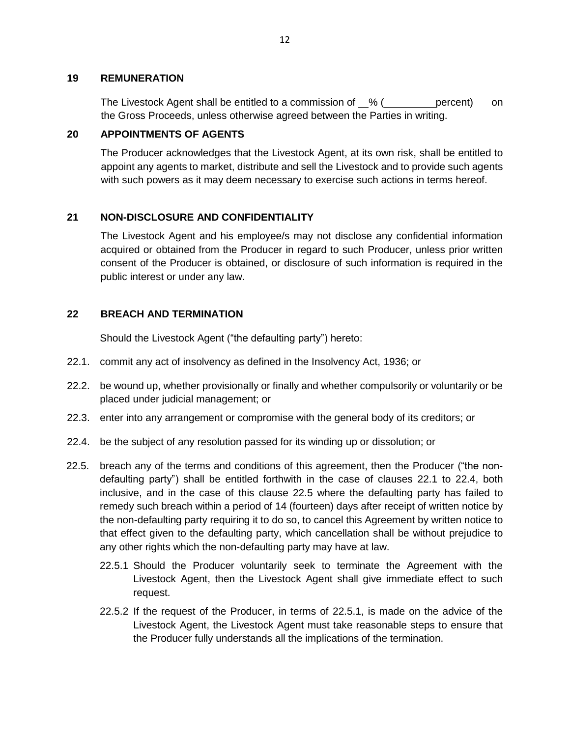## 19 REMUNERATION

The Livestock Agent shall be entitled to a commission of __% (_________percent) on the Gross Proceeds, unless otherwise agreed between the Parties in writing.

## 20 APPOINTMENTS OF AGENTS

The Producer acknowledges that the Livestock Agent, at its own risk, shall be entitled to appoint any agents to market, distribute and sell the Livestock and to provide such agents with such powers as it may deem necessary to exercise such actions in terms hereof.

## 21 NON-DISCLOSURE AND CONFIDENTIALITY

The Livestock Agent and his employee/s may not disclose any confidential information acquired or obtained from the Producer in regard to such Producer, unless prior written consent of the Producer is obtained, or disclosure of such information is required in the public interest or under any law.

## 22 BREACH AND TERMINATION

Should the Livestock Agent ("the defaulting party") hereto:

22.1. commit any act of insolvency as defined in the Insolvency Act, 1936; or

22.2. be wound up, whether provisionally or finally and whether compulsorily or voluntarily or be placed under judicial management; or

22.3. enter into any arrangement or compromise with the general body of its creditors; or

22.4. be the subject of any resolution passed for its winding up or dissolution; or

22.5. breach any of the terms and conditions of this agreement, then the Producer ("the non-defaulting party") shall be entitled forthwith in the case of clauses 22.1 to 22.4, both inclusive, and in the case of this clause 22.5 where the defaulting party has failed to remedy such breach within a period of 14 (fourteen) days after receipt of written notice by the non-defaulting party requiring it to do so, to cancel this Agreement by written notice to that effect given to the defaulting party, which cancellation shall be without prejudice to any other rights which the non-defaulting party may have at law.

22.5.1 Should the Producer voluntarily seek to terminate the Agreement with the Livestock Agent, then the Livestock Agent shall give immediate effect to such request.

22.5.2 If the request of the Producer, in terms of 22.5.1, is made on the advice of the Livestock Agent, the Livestock Agent must take reasonable steps to ensure that the Producer fully understands all the implications of the termination.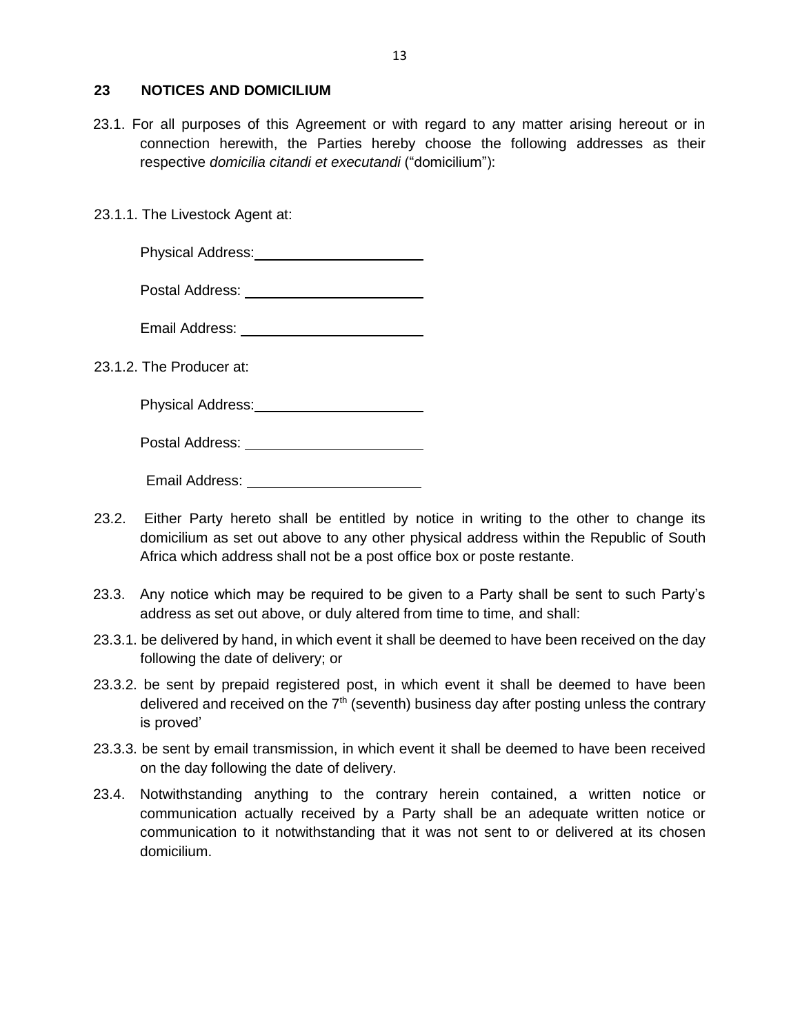## 23 NOTICES AND DOMICILIUM

23.1. For all purposes of this Agreement or with regard to any matter arising hereout or in connection herewith, the Parties hereby choose the following addresses as their respective *domicilia citandi et executandi* ("domicilium"):

23.1.1. The Livestock Agent at:

Physical Address: ______________________

Postal Address: ______________________

Email Address: ______________________

23.1.2. The Producer at:

Physical Address: ______________________

Postal Address: ______________________

Email Address: ______________________

23.2. Either Party hereto shall be entitled by notice in writing to the other to change its domicilium as set out above to any other physical address within the Republic of South Africa which address shall not be a post office box or poste restante.

23.3. Any notice which may be required to be given to a Party shall be sent to such Party's address as set out above, or duly altered from time to time, and shall:

23.3.1. be delivered by hand, in which event it shall be deemed to have been received on the day following the date of delivery; or

23.3.2. be sent by prepaid registered post, in which event it shall be deemed to have been delivered and received on the 7th (seventh) business day after posting unless the contrary is proved'

23.3.3. be sent by email transmission, in which event it shall be deemed to have been received on the day following the date of delivery.

23.4. Notwithstanding anything to the contrary herein contained, a written notice or communication actually received by a Party shall be an adequate written notice or communication to it notwithstanding that it was not sent to or delivered at its chosen domicilium.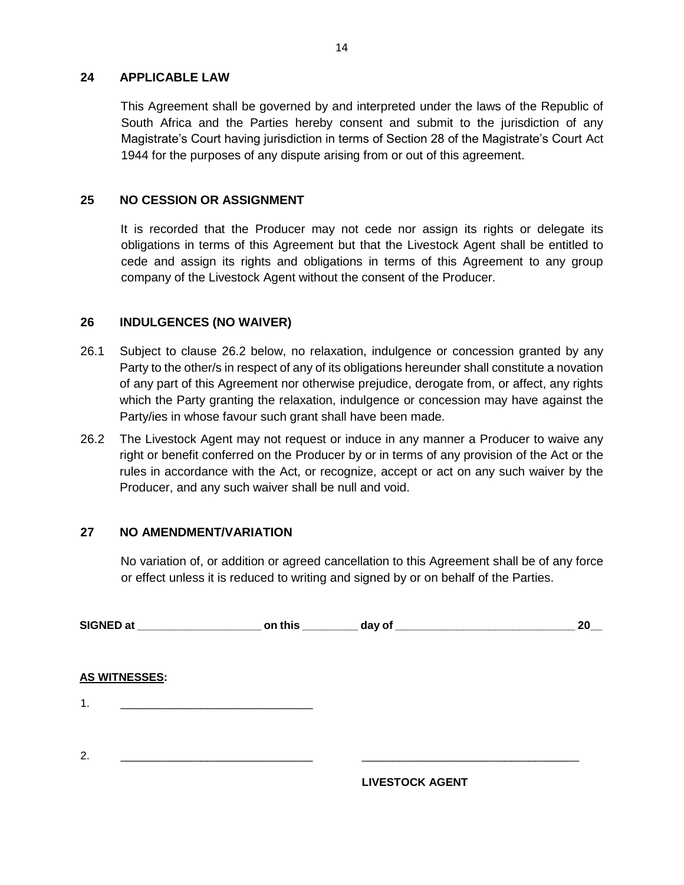## 24 APPLICABLE LAW

This Agreement shall be governed by and interpreted under the laws of the Republic of South Africa and the Parties hereby consent and submit to the jurisdiction of any Magistrate's Court having jurisdiction in terms of Section 28 of the Magistrate's Court Act 1944 for the purposes of any dispute arising from or out of this agreement.

## 25 NO CESSION OR ASSIGNMENT

It is recorded that the Producer may not cede nor assign its rights or delegate its obligations in terms of this Agreement but that the Livestock Agent shall be entitled to cede and assign its rights and obligations in terms of this Agreement to any group company of the Livestock Agent without the consent of the Producer.

## 26 INDULGENCES (NO WAIVER)

26.1 Subject to clause 26.2 below, no relaxation, indulgence or concession granted by any Party to the other/s in respect of any of its obligations hereunder shall constitute a novation of any part of this Agreement nor otherwise prejudice, derogate from, or affect, any rights which the Party granting the relaxation, indulgence or concession may have against the Party/ies in whose favour such grant shall have been made.

26.2 The Livestock Agent may not request or induce in any manner a Producer to waive any right or benefit conferred on the Producer by or in terms of any provision of the Act or the rules in accordance with the Act, or recognize, accept or act on any such waiver by the Producer, and any such waiver shall be null and void.

## 27 NO AMENDMENT/VARIATION

No variation of, or addition or agreed cancellation to this Agreement shall be of any force or effect unless it is reduced to writing and signed by or on behalf of the Parties.

**SIGNED at ____________________ on this _________ day of _____________________________ 20__**

**AS WITNESSES:**

1. ______________________________

2. ______________________________ ____________________________________

**LIVESTOCK AGENT**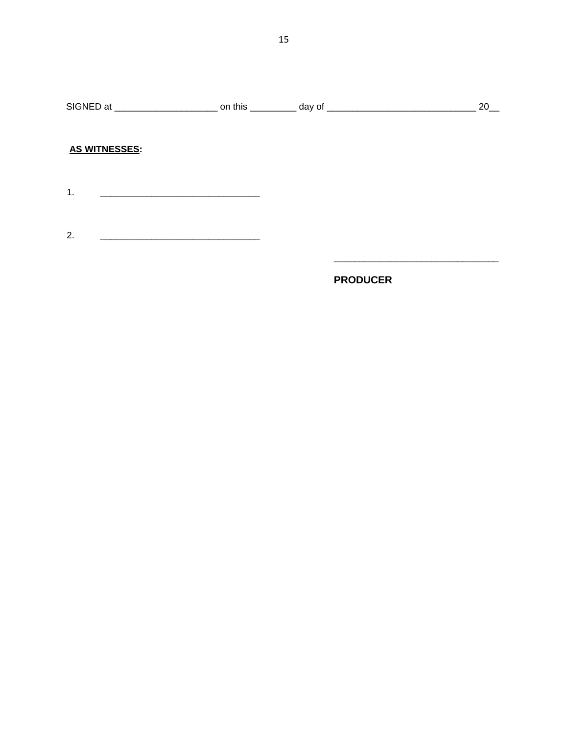SIGNED at ____________________ on this _________ day of _____________________________ 20__

**AS WITNESSES:**

1. _______________________________

2. _______________________________

_______________________________

**PRODUCER**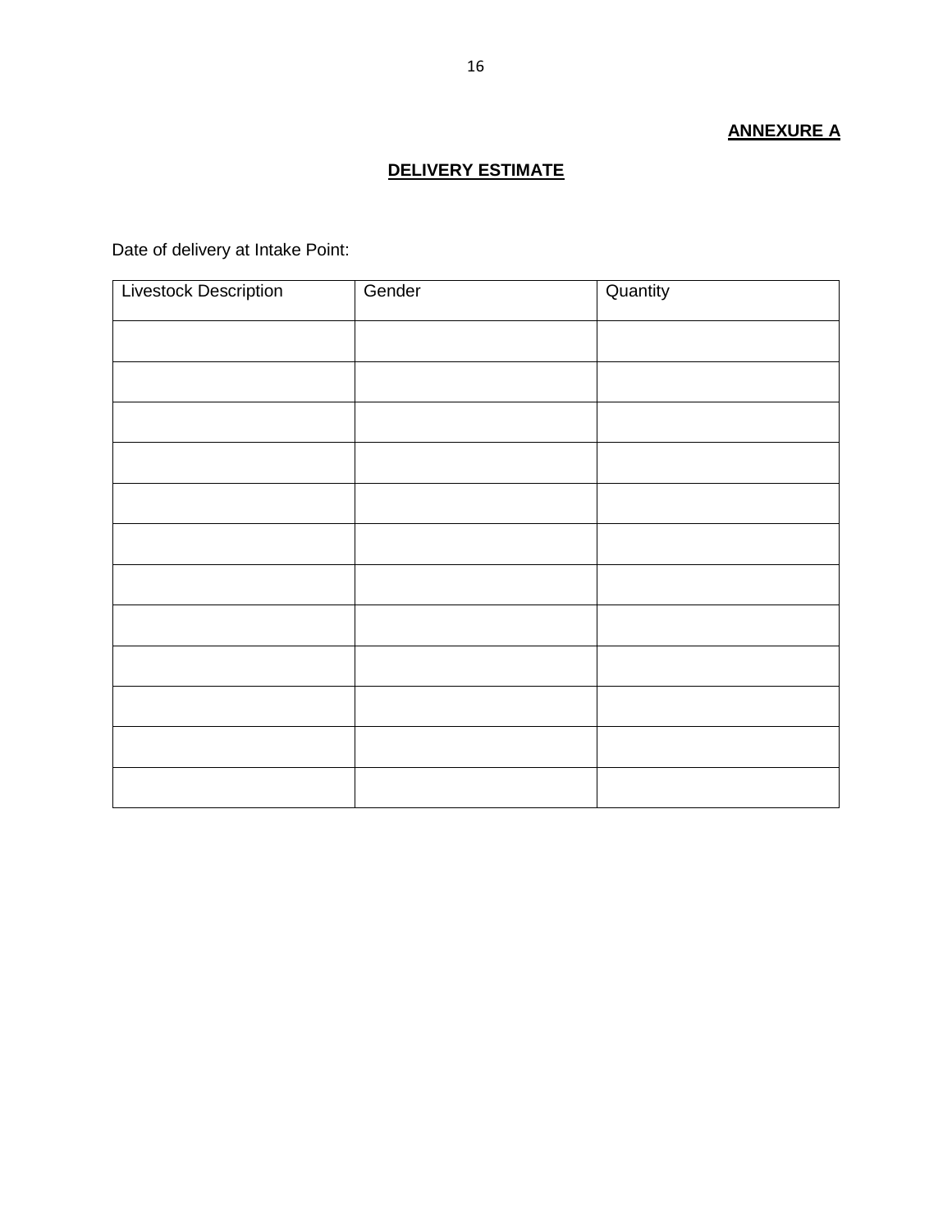**ANNEXURE A**

**DELIVERY ESTIMATE**

Date of delivery at Intake Point:

| Livestock Description | Gender | Quantity |
|---|---|---|
| | | |
| | | |
| | | |
| | | |
| | | |
| | | |
| | | |
| | | |
| | | |
| | | |
| | | |
| | | |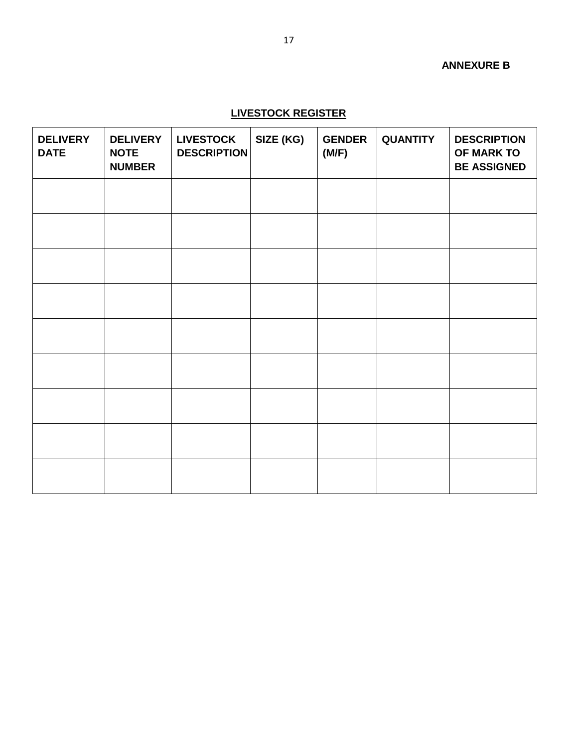**ANNEXURE B**

**LIVESTOCK REGISTER**

| DELIVERY DATE | DELIVERY NOTE NUMBER | LIVESTOCK DESCRIPTION | SIZE (KG) | GENDER (M/F) | QUANTITY | DESCRIPTION OF MARK TO BE ASSIGNED |
|---|---|---|---|---|---|---|
| | | | | | | |
| | | | | | | |
| | | | | | | |
| | | | | | | |
| | | | | | | |
| | | | | | | |
| | | | | | | |
| | | | | | | |
| | | | | | | |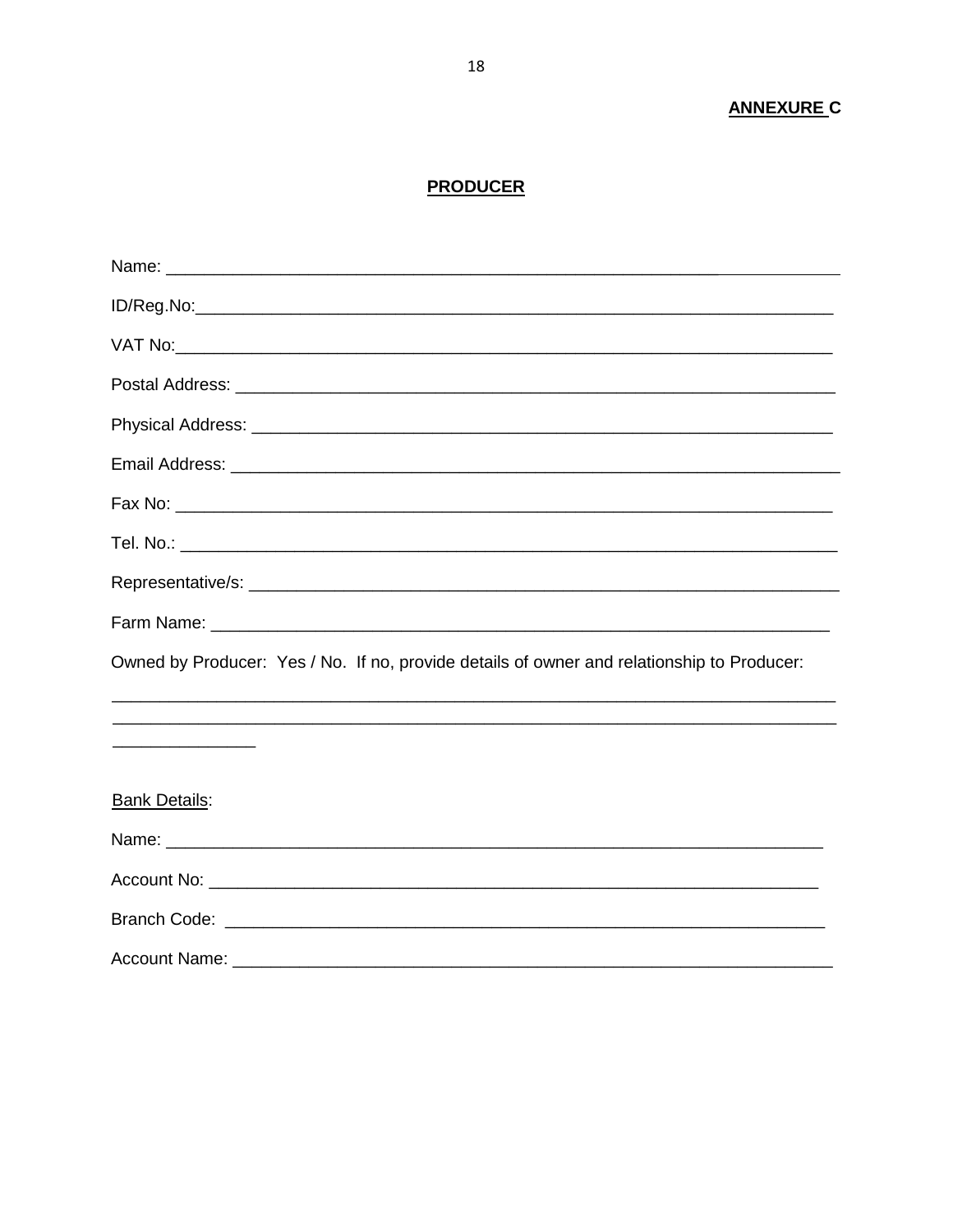**ANNEXURE C**

**PRODUCER**

Name: ______________________________________________________________________

ID/Reg.No:___________________________________________________________________

VAT No:_____________________________________________________________________

Postal Address: _______________________________________________________________

Physical Address: _____________________________________________________________

Email Address: ________________________________________________________________

Fax No: ______________________________________________________________________

Tel. No.: _____________________________________________________________________

Representative/s: ______________________________________________________________

Farm Name: ___________________________________________________________________

Owned by Producer: Yes / No. If no, provide details of owner and relationship to Producer:

_____________________________________________________________________________

_____________________________________________________________________________

_______________

Bank Details:

Name: _______________________________________________________________________

Account No: __________________________________________________________________

Branch Code: _________________________________________________________________

Account Name: ________________________________________________________________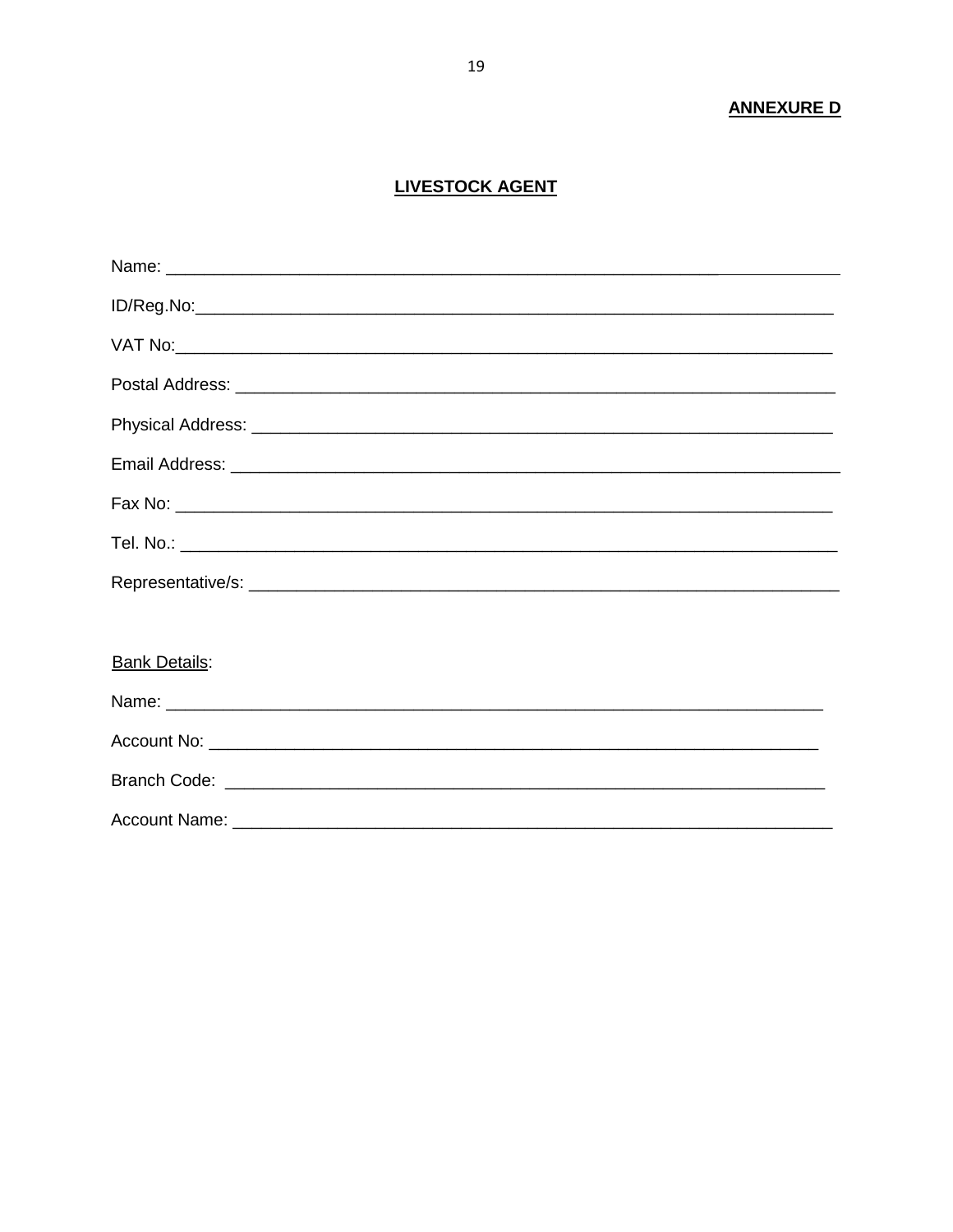**ANNEXURE D**

# LIVESTOCK AGENT

Name: ___________________________________________________________________

ID/Reg.No:_______________________________________________________________

VAT No:__________________________________________________________________

Postal Address: ____________________________________________________________

Physical Address: __________________________________________________________

Email Address: _____________________________________________________________

Fax No: __________________________________________________________________

Tel. No.: _________________________________________________________________

Representative/s: ___________________________________________________________

Bank Details:

Name: ___________________________________________________________________

Account No: _______________________________________________________________

Branch Code: ______________________________________________________________

Account Name: _____________________________________________________________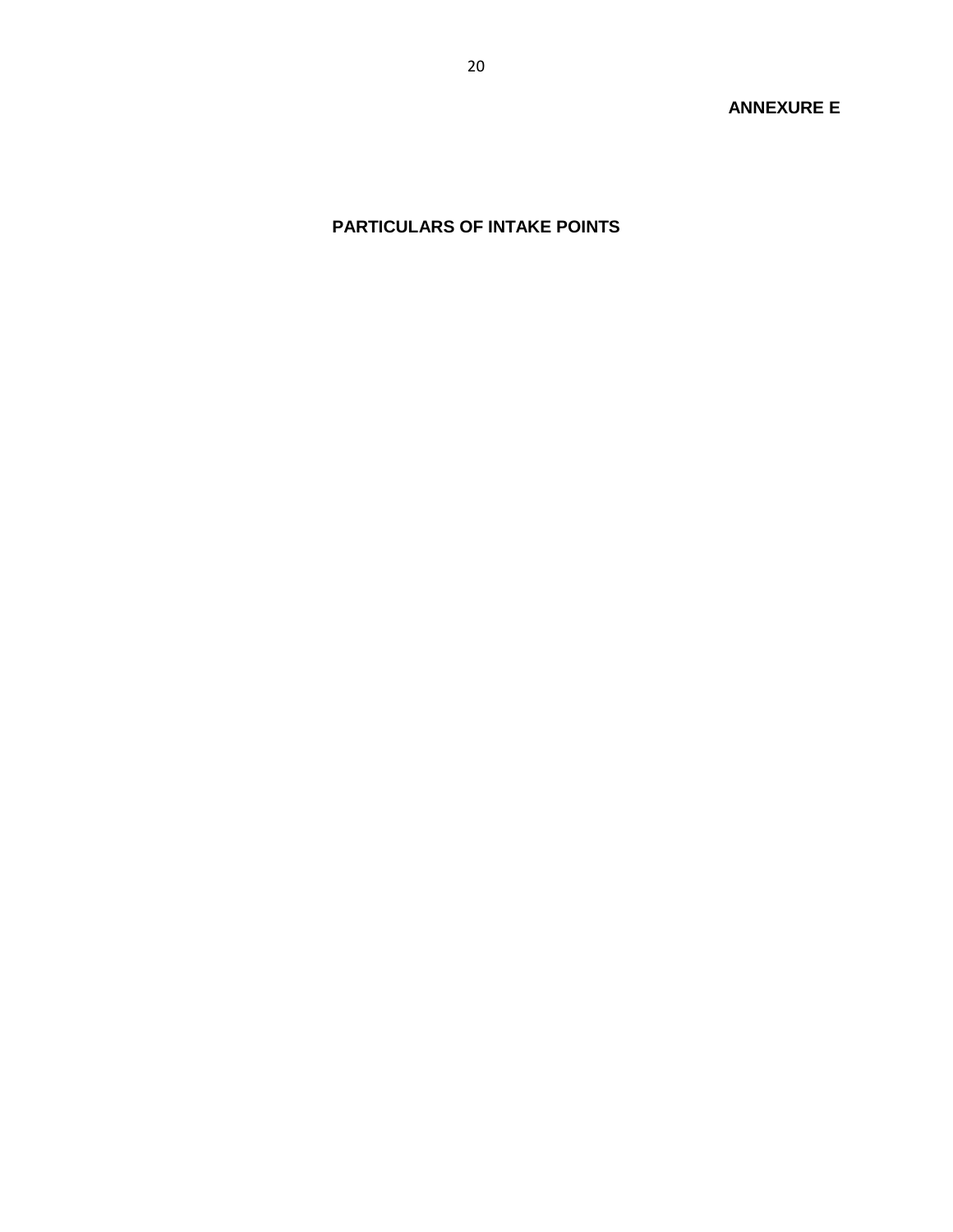**ANNEXURE E**

# PARTICULARS OF INTAKE POINTS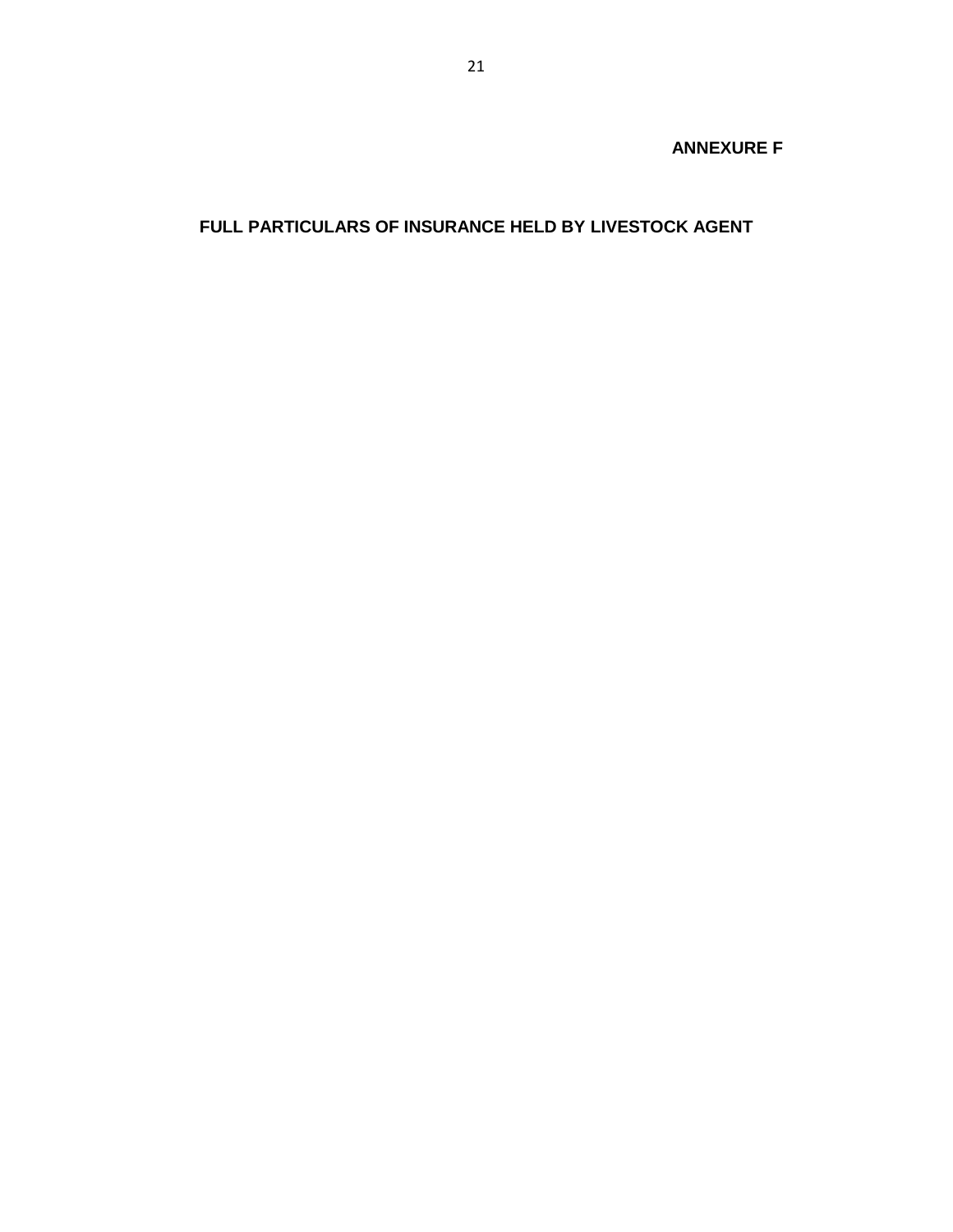**ANNEXURE F**

# FULL PARTICULARS OF INSURANCE HELD BY LIVESTOCK AGENT